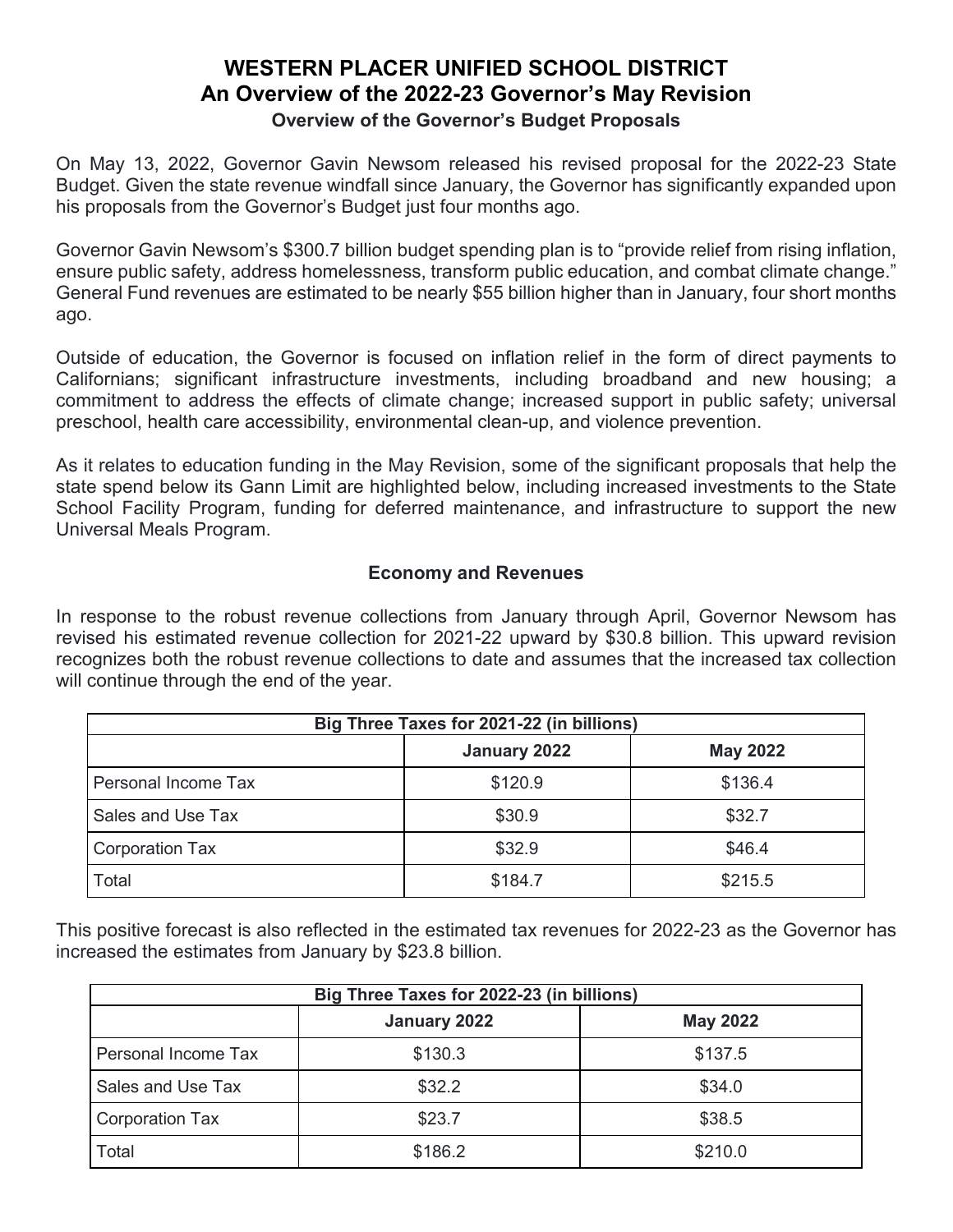# WESTERN PLACER UNIFIED SCHOOL DISTRICT
# An Overview of the 2022-23 Governor's May Revision
### Overview of the Governor's Budget Proposals

On May 13, 2022, Governor Gavin Newsom released his revised proposal for the 2022-23 State Budget. Given the state revenue windfall since January, the Governor has significantly expanded upon his proposals from the Governor's Budget just four months ago.

Governor Gavin Newsom's $300.7 billion budget spending plan is to "provide relief from rising inflation, ensure public safety, address homelessness, transform public education, and combat climate change." General Fund revenues are estimated to be nearly $55 billion higher than in January, four short months ago.

Outside of education, the Governor is focused on inflation relief in the form of direct payments to Californians; significant infrastructure investments, including broadband and new housing; a commitment to address the effects of climate change; increased support in public safety; universal preschool, health care accessibility, environmental clean-up, and violence prevention.

As it relates to education funding in the May Revision, some of the significant proposals that help the state spend below its Gann Limit are highlighted below, including increased investments to the State School Facility Program, funding for deferred maintenance, and infrastructure to support the new Universal Meals Program.

### Economy and Revenues

In response to the robust revenue collections from January through April, Governor Newsom has revised his estimated revenue collection for 2021-22 upward by $30.8 billion. This upward revision recognizes both the robust revenue collections to date and assumes that the increased tax collection will continue through the end of the year.

| Big Three Taxes for 2021-22 (in billions) | | |
|---|---|---|
| | January 2022 | May 2022 |
| Personal Income Tax | $120.9 | $136.4 |
| Sales and Use Tax | $30.9 | $32.7 |
| Corporation Tax | $32.9 | $46.4 |
| Total | $184.7 | $215.5 |

This positive forecast is also reflected in the estimated tax revenues for 2022-23 as the Governor has increased the estimates from January by $23.8 billion.

| Big Three Taxes for 2022-23 (in billions) | | |
|---|---|---|
| | January 2022 | May 2022 |
| Personal Income Tax | $130.3 | $137.5 |
| Sales and Use Tax | $32.2 | $34.0 |
| Corporation Tax | $23.7 | $38.5 |
| Total | $186.2 | $210.0 |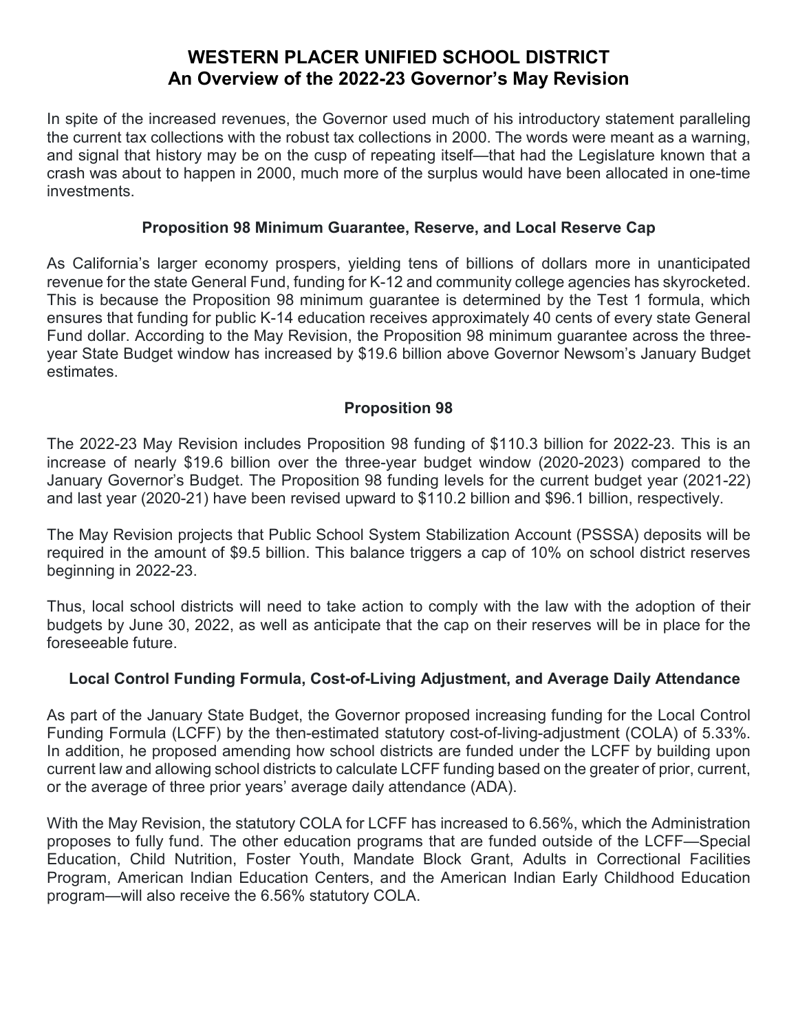# WESTERN PLACER UNIFIED SCHOOL DISTRICT
# An Overview of the 2022-23 Governor's May Revision

In spite of the increased revenues, the Governor used much of his introductory statement paralleling the current tax collections with the robust tax collections in 2000. The words were meant as a warning, and signal that history may be on the cusp of repeating itself—that had the Legislature known that a crash was about to happen in 2000, much more of the surplus would have been allocated in one-time investments.

### Proposition 98 Minimum Guarantee, Reserve, and Local Reserve Cap

As California's larger economy prospers, yielding tens of billions of dollars more in unanticipated revenue for the state General Fund, funding for K-12 and community college agencies has skyrocketed. This is because the Proposition 98 minimum guarantee is determined by the Test 1 formula, which ensures that funding for public K-14 education receives approximately 40 cents of every state General Fund dollar. According to the May Revision, the Proposition 98 minimum guarantee across the three-year State Budget window has increased by $19.6 billion above Governor Newsom's January Budget estimates.

### Proposition 98

The 2022-23 May Revision includes Proposition 98 funding of $110.3 billion for 2022-23. This is an increase of nearly $19.6 billion over the three-year budget window (2020-2023) compared to the January Governor's Budget. The Proposition 98 funding levels for the current budget year (2021-22) and last year (2020-21) have been revised upward to $110.2 billion and $96.1 billion, respectively.

The May Revision projects that Public School System Stabilization Account (PSSSA) deposits will be required in the amount of $9.5 billion. This balance triggers a cap of 10% on school district reserves beginning in 2022-23.

Thus, local school districts will need to take action to comply with the law with the adoption of their budgets by June 30, 2022, as well as anticipate that the cap on their reserves will be in place for the foreseeable future.

### Local Control Funding Formula, Cost-of-Living Adjustment, and Average Daily Attendance

As part of the January State Budget, the Governor proposed increasing funding for the Local Control Funding Formula (LCFF) by the then-estimated statutory cost-of-living-adjustment (COLA) of 5.33%. In addition, he proposed amending how school districts are funded under the LCFF by building upon current law and allowing school districts to calculate LCFF funding based on the greater of prior, current, or the average of three prior years' average daily attendance (ADA).

With the May Revision, the statutory COLA for LCFF has increased to 6.56%, which the Administration proposes to fully fund. The other education programs that are funded outside of the LCFF—Special Education, Child Nutrition, Foster Youth, Mandate Block Grant, Adults in Correctional Facilities Program, American Indian Education Centers, and the American Indian Early Childhood Education program—will also receive the 6.56% statutory COLA.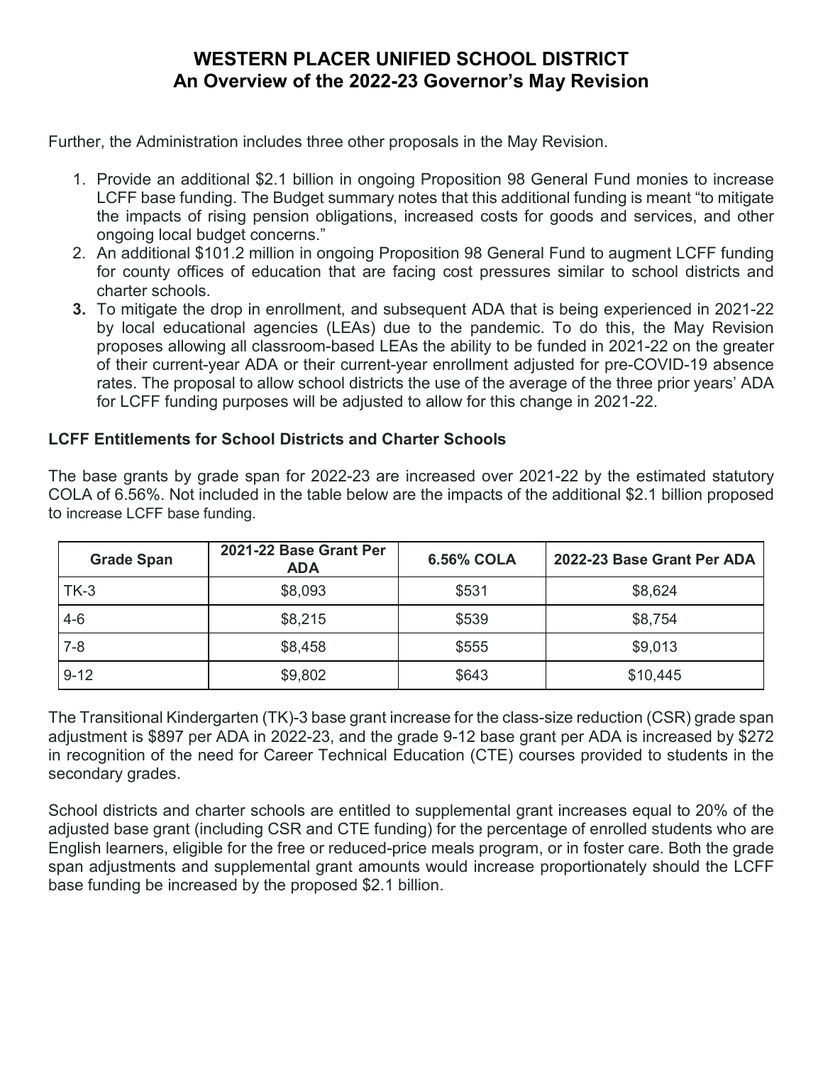# WESTERN PLACER UNIFIED SCHOOL DISTRICT
# An Overview of the 2022-23 Governor's May Revision

Further, the Administration includes three other proposals in the May Revision.

1. Provide an additional $2.1 billion in ongoing Proposition 98 General Fund monies to increase LCFF base funding. The Budget summary notes that this additional funding is meant "to mitigate the impacts of rising pension obligations, increased costs for goods and services, and other ongoing local budget concerns."
2. An additional $101.2 million in ongoing Proposition 98 General Fund to augment LCFF funding for county offices of education that are facing cost pressures similar to school districts and charter schools.
3. To mitigate the drop in enrollment, and subsequent ADA that is being experienced in 2021-22 by local educational agencies (LEAs) due to the pandemic. To do this, the May Revision proposes allowing all classroom-based LEAs the ability to be funded in 2021-22 on the greater of their current-year ADA or their current-year enrollment adjusted for pre-COVID-19 absence rates. The proposal to allow school districts the use of the average of the three prior years' ADA for LCFF funding purposes will be adjusted to allow for this change in 2021-22.

### LCFF Entitlements for School Districts and Charter Schools

The base grants by grade span for 2022-23 are increased over 2021-22 by the estimated statutory COLA of 6.56%. Not included in the table below are the impacts of the additional $2.1 billion proposed to increase LCFF base funding.

| Grade Span | 2021-22 Base Grant Per ADA | 6.56% COLA | 2022-23 Base Grant Per ADA |
|---|---|---|---|
| TK-3 | $8,093 | $531 | $8,624 |
| 4-6 | $8,215 | $539 | $8,754 |
| 7-8 | $8,458 | $555 | $9,013 |
| 9-12 | $9,802 | $643 | $10,445 |

The Transitional Kindergarten (TK)-3 base grant increase for the class-size reduction (CSR) grade span adjustment is $897 per ADA in 2022-23, and the grade 9-12 base grant per ADA is increased by $272 in recognition of the need for Career Technical Education (CTE) courses provided to students in the secondary grades.

School districts and charter schools are entitled to supplemental grant increases equal to 20% of the adjusted base grant (including CSR and CTE funding) for the percentage of enrolled students who are English learners, eligible for the free or reduced-price meals program, or in foster care. Both the grade span adjustments and supplemental grant amounts would increase proportionately should the LCFF base funding be increased by the proposed $2.1 billion.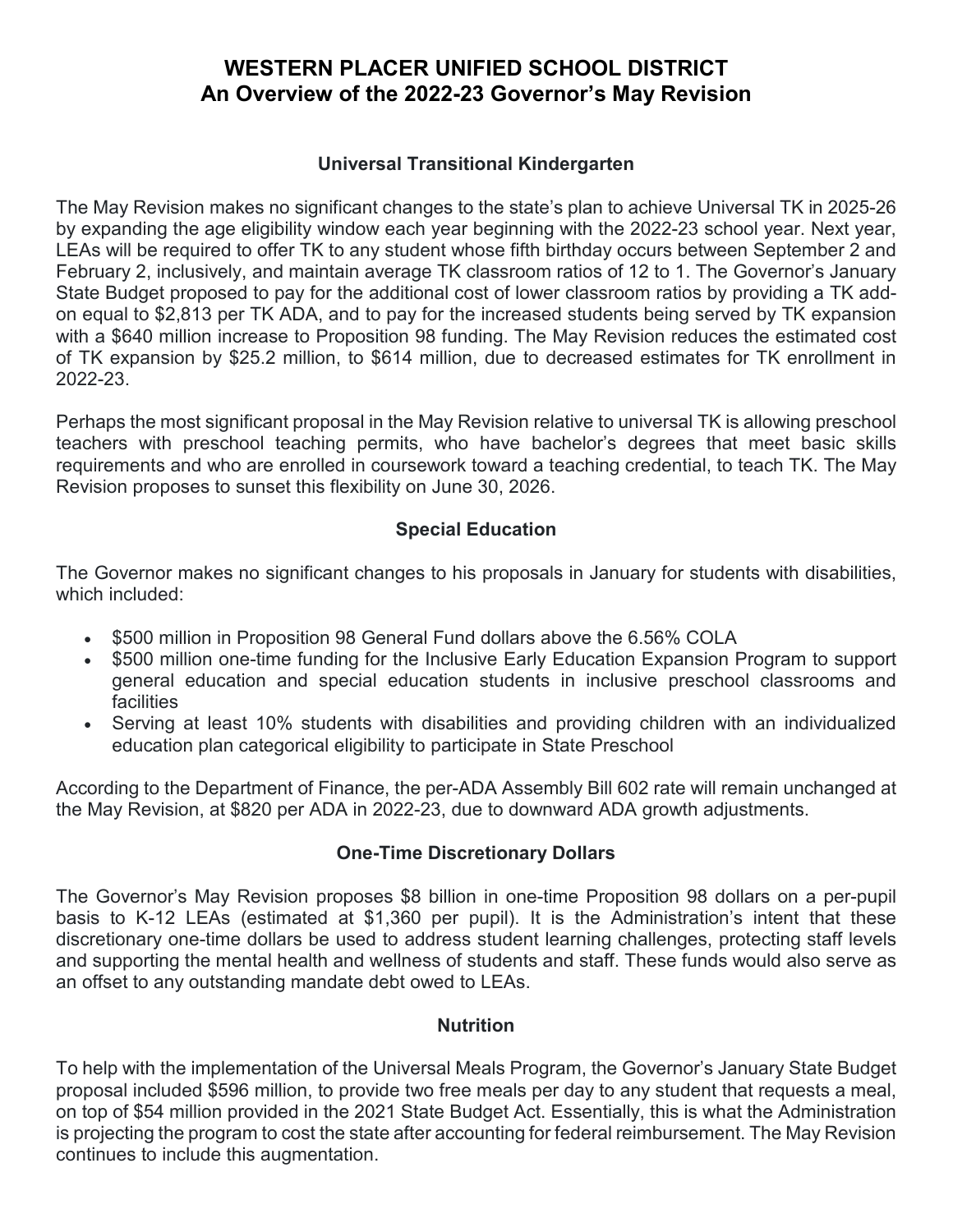# WESTERN PLACER UNIFIED SCHOOL DISTRICT
# An Overview of the 2022-23 Governor's May Revision

### Universal Transitional Kindergarten

The May Revision makes no significant changes to the state's plan to achieve Universal TK in 2025-26 by expanding the age eligibility window each year beginning with the 2022-23 school year. Next year, LEAs will be required to offer TK to any student whose fifth birthday occurs between September 2 and February 2, inclusively, and maintain average TK classroom ratios of 12 to 1. The Governor's January State Budget proposed to pay for the additional cost of lower classroom ratios by providing a TK add-on equal to $2,813 per TK ADA, and to pay for the increased students being served by TK expansion with a $640 million increase to Proposition 98 funding. The May Revision reduces the estimated cost of TK expansion by $25.2 million, to $614 million, due to decreased estimates for TK enrollment in 2022-23.

Perhaps the most significant proposal in the May Revision relative to universal TK is allowing preschool teachers with preschool teaching permits, who have bachelor's degrees that meet basic skills requirements and who are enrolled in coursework toward a teaching credential, to teach TK. The May Revision proposes to sunset this flexibility on June 30, 2026.

### Special Education

The Governor makes no significant changes to his proposals in January for students with disabilities, which included:

- $500 million in Proposition 98 General Fund dollars above the 6.56% COLA
- $500 million one-time funding for the Inclusive Early Education Expansion Program to support general education and special education students in inclusive preschool classrooms and facilities
- Serving at least 10% students with disabilities and providing children with an individualized education plan categorical eligibility to participate in State Preschool

According to the Department of Finance, the per-ADA Assembly Bill 602 rate will remain unchanged at the May Revision, at $820 per ADA in 2022-23, due to downward ADA growth adjustments.

### One-Time Discretionary Dollars

The Governor's May Revision proposes $8 billion in one-time Proposition 98 dollars on a per-pupil basis to K-12 LEAs (estimated at $1,360 per pupil). It is the Administration's intent that these discretionary one-time dollars be used to address student learning challenges, protecting staff levels and supporting the mental health and wellness of students and staff. These funds would also serve as an offset to any outstanding mandate debt owed to LEAs.

### Nutrition

To help with the implementation of the Universal Meals Program, the Governor's January State Budget proposal included $596 million, to provide two free meals per day to any student that requests a meal, on top of $54 million provided in the 2021 State Budget Act. Essentially, this is what the Administration is projecting the program to cost the state after accounting for federal reimbursement. The May Revision continues to include this augmentation.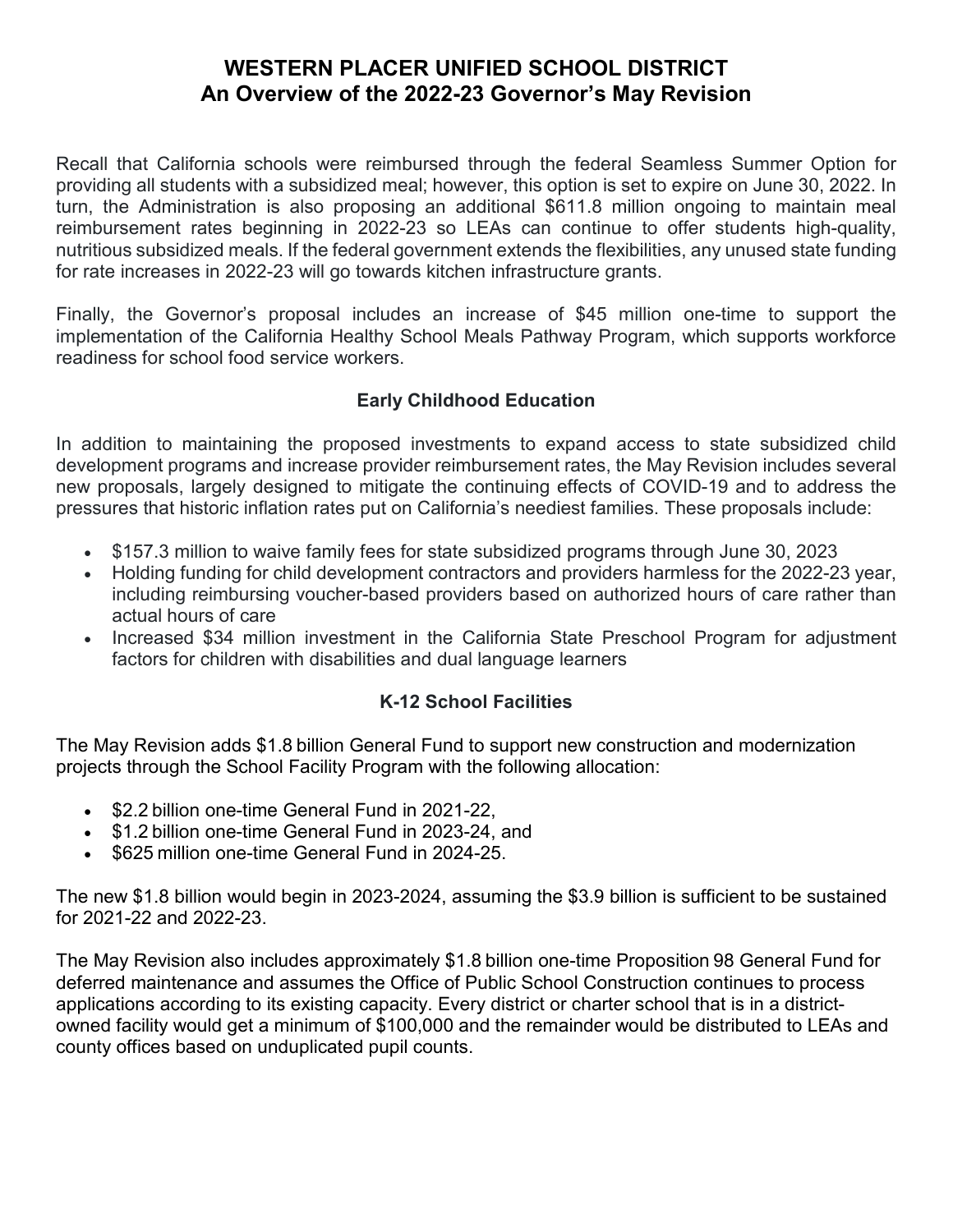# WESTERN PLACER UNIFIED SCHOOL DISTRICT
# An Overview of the 2022-23 Governor's May Revision

Recall that California schools were reimbursed through the federal Seamless Summer Option for providing all students with a subsidized meal; however, this option is set to expire on June 30, 2022. In turn, the Administration is also proposing an additional $611.8 million ongoing to maintain meal reimbursement rates beginning in 2022-23 so LEAs can continue to offer students high-quality, nutritious subsidized meals. If the federal government extends the flexibilities, any unused state funding for rate increases in 2022-23 will go towards kitchen infrastructure grants.

Finally, the Governor's proposal includes an increase of $45 million one-time to support the implementation of the California Healthy School Meals Pathway Program, which supports workforce readiness for school food service workers.

## Early Childhood Education

In addition to maintaining the proposed investments to expand access to state subsidized child development programs and increase provider reimbursement rates, the May Revision includes several new proposals, largely designed to mitigate the continuing effects of COVID-19 and to address the pressures that historic inflation rates put on California's neediest families. These proposals include:

- $157.3 million to waive family fees for state subsidized programs through June 30, 2023
- Holding funding for child development contractors and providers harmless for the 2022-23 year, including reimbursing voucher-based providers based on authorized hours of care rather than actual hours of care
- Increased $34 million investment in the California State Preschool Program for adjustment factors for children with disabilities and dual language learners

## K-12 School Facilities

The May Revision adds $1.8 billion General Fund to support new construction and modernization projects through the School Facility Program with the following allocation:

- $2.2 billion one-time General Fund in 2021-22,
- $1.2 billion one-time General Fund in 2023-24, and
- $625 million one-time General Fund in 2024-25.

The new $1.8 billion would begin in 2023-2024, assuming the $3.9 billion is sufficient to be sustained for 2021-22 and 2022-23.

The May Revision also includes approximately $1.8 billion one-time Proposition 98 General Fund for deferred maintenance and assumes the Office of Public School Construction continues to process applications according to its existing capacity. Every district or charter school that is in a district-owned facility would get a minimum of $100,000 and the remainder would be distributed to LEAs and county offices based on unduplicated pupil counts.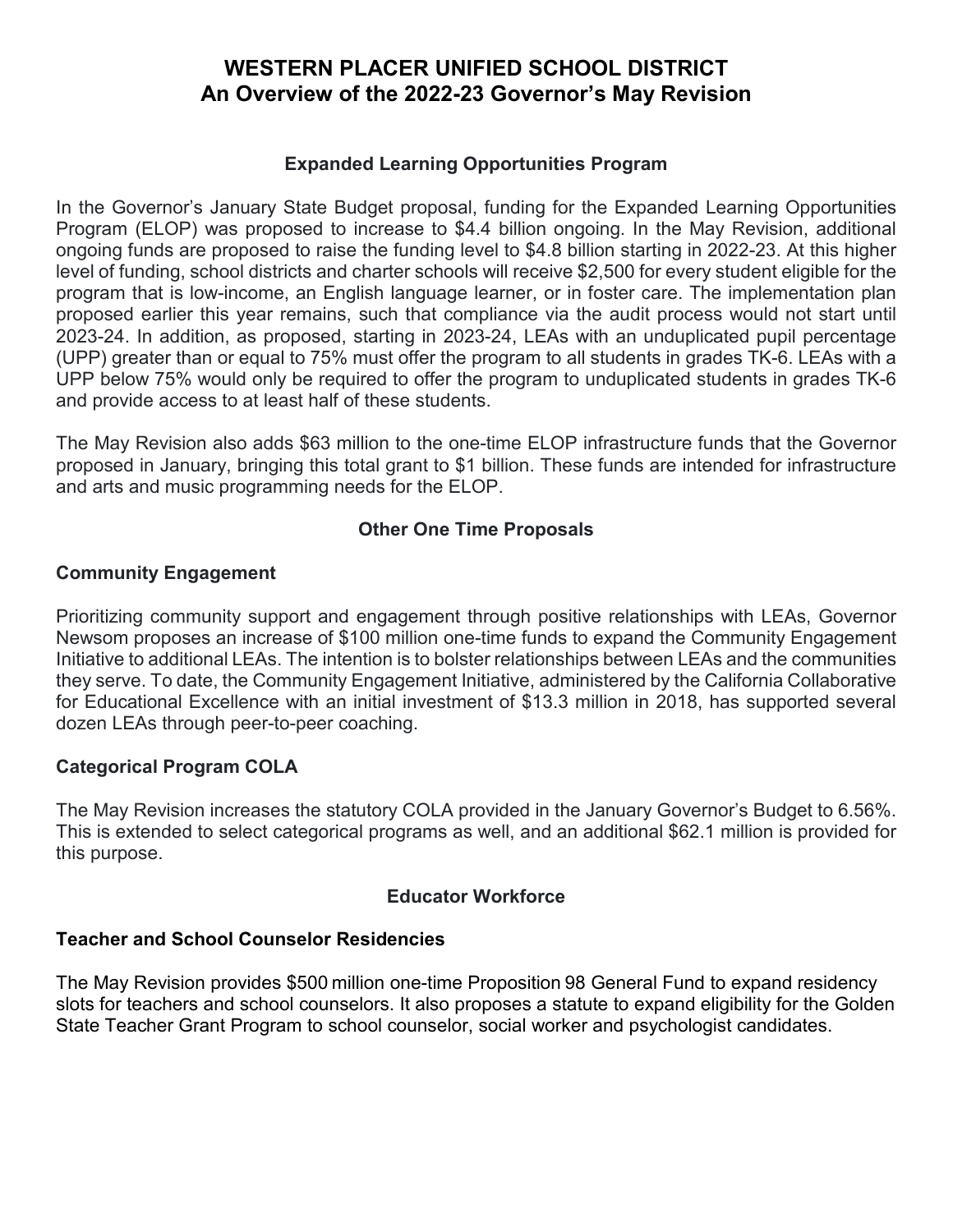# WESTERN PLACER UNIFIED SCHOOL DISTRICT
# An Overview of the 2022-23 Governor's May Revision

## Expanded Learning Opportunities Program

In the Governor's January State Budget proposal, funding for the Expanded Learning Opportunities Program (ELOP) was proposed to increase to $4.4 billion ongoing. In the May Revision, additional ongoing funds are proposed to raise the funding level to $4.8 billion starting in 2022-23. At this higher level of funding, school districts and charter schools will receive $2,500 for every student eligible for the program that is low-income, an English language learner, or in foster care. The implementation plan proposed earlier this year remains, such that compliance via the audit process would not start until 2023-24. In addition, as proposed, starting in 2023-24, LEAs with an unduplicated pupil percentage (UPP) greater than or equal to 75% must offer the program to all students in grades TK-6. LEAs with a UPP below 75% would only be required to offer the program to unduplicated students in grades TK-6 and provide access to at least half of these students.

The May Revision also adds $63 million to the one-time ELOP infrastructure funds that the Governor proposed in January, bringing this total grant to $1 billion. These funds are intended for infrastructure and arts and music programming needs for the ELOP.

## Other One Time Proposals

### Community Engagement

Prioritizing community support and engagement through positive relationships with LEAs, Governor Newsom proposes an increase of $100 million one-time funds to expand the Community Engagement Initiative to additional LEAs. The intention is to bolster relationships between LEAs and the communities they serve. To date, the Community Engagement Initiative, administered by the California Collaborative for Educational Excellence with an initial investment of $13.3 million in 2018, has supported several dozen LEAs through peer-to-peer coaching.

### Categorical Program COLA

The May Revision increases the statutory COLA provided in the January Governor's Budget to 6.56%. This is extended to select categorical programs as well, and an additional $62.1 million is provided for this purpose.

## Educator Workforce

### Teacher and School Counselor Residencies

The May Revision provides $500 million one-time Proposition 98 General Fund to expand residency slots for teachers and school counselors. It also proposes a statute to expand eligibility for the Golden State Teacher Grant Program to school counselor, social worker and psychologist candidates.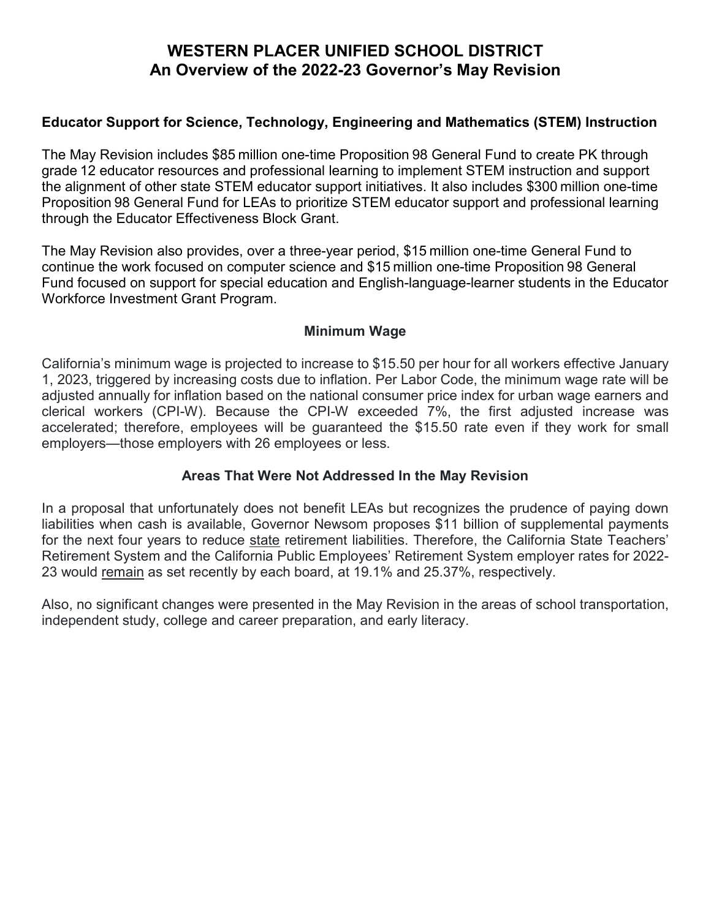# WESTERN PLACER UNIFIED SCHOOL DISTRICT
# An Overview of the 2022-23 Governor's May Revision

**Educator Support for Science, Technology, Engineering and Mathematics (STEM) Instruction**

The May Revision includes $85 million one-time Proposition 98 General Fund to create PK through grade 12 educator resources and professional learning to implement STEM instruction and support the alignment of other state STEM educator support initiatives. It also includes $300 million one-time Proposition 98 General Fund for LEAs to prioritize STEM educator support and professional learning through the Educator Effectiveness Block Grant.

The May Revision also provides, over a three-year period, $15 million one-time General Fund to continue the work focused on computer science and $15 million one-time Proposition 98 General Fund focused on support for special education and English-language-learner students in the Educator Workforce Investment Grant Program.

## Minimum Wage

California's minimum wage is projected to increase to $15.50 per hour for all workers effective January 1, 2023, triggered by increasing costs due to inflation. Per Labor Code, the minimum wage rate will be adjusted annually for inflation based on the national consumer price index for urban wage earners and clerical workers (CPI-W). Because the CPI-W exceeded 7%, the first adjusted increase was accelerated; therefore, employees will be guaranteed the $15.50 rate even if they work for small employers—those employers with 26 employees or less.

## Areas That Were Not Addressed In the May Revision

In a proposal that unfortunately does not benefit LEAs but recognizes the prudence of paying down liabilities when cash is available, Governor Newsom proposes $11 billion of supplemental payments for the next four years to reduce state retirement liabilities. Therefore, the California State Teachers' Retirement System and the California Public Employees' Retirement System employer rates for 2022-23 would remain as set recently by each board, at 19.1% and 25.37%, respectively.

Also, no significant changes were presented in the May Revision in the areas of school transportation, independent study, college and career preparation, and early literacy.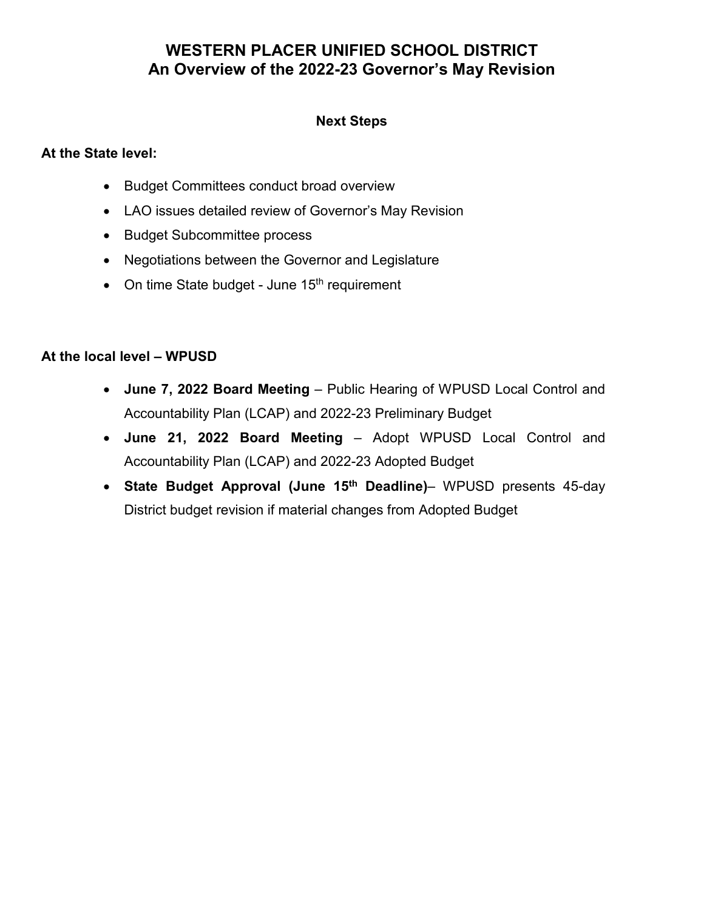# WESTERN PLACER UNIFIED SCHOOL DISTRICT
# An Overview of the 2022-23 Governor's May Revision

## Next Steps

**At the State level:**

- Budget Committees conduct broad overview
- LAO issues detailed review of Governor's May Revision
- Budget Subcommittee process
- Negotiations between the Governor and Legislature
- On time State budget - June 15th requirement

**At the local level – WPUSD**

- **June 7, 2022 Board Meeting** – Public Hearing of WPUSD Local Control and Accountability Plan (LCAP) and 2022-23 Preliminary Budget
- **June 21, 2022 Board Meeting** – Adopt WPUSD Local Control and Accountability Plan (LCAP) and 2022-23 Adopted Budget
- **State Budget Approval (June 15th Deadline)**– WPUSD presents 45-day District budget revision if material changes from Adopted Budget